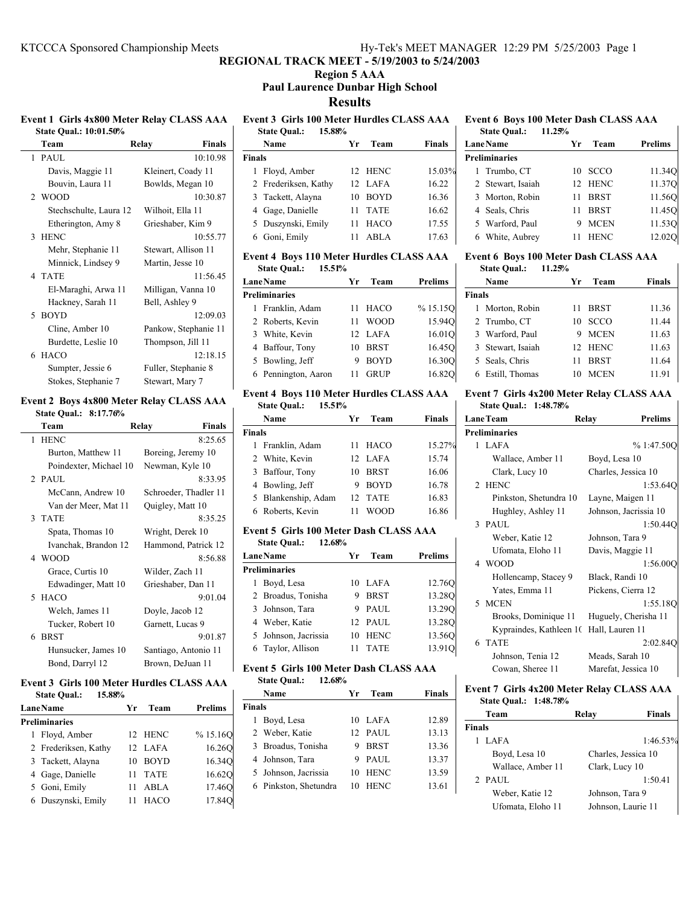# REGIONAL TRACK MEET - 5/19/2003 to 5/24/2003

## Region 5 AAA

## Paul Laurence Dunbar High School

## Results

### Event 1 Girls 4x800 Meter Relay CLASS AAA

State Qual.: 10:01.50%

| | Team | Relay | | Finals |
|---|---|---|---|---|
| 1 | PAUL | | | 10:10.98 |
| | | Davis, Maggie 11 | Kleinert, Coady 11 | |
| | | Bouvin, Laura 11 | Bowlds, Megan 10 | |
| 2 | WOOD | | | 10:30.87 |
| | | Stechschulte, Laura 12 | Wilhoit, Ella 11 | |
| | | Etherington, Amy 8 | Grieshaber, Kim 9 | |
| 3 | HENC | | | 10:55.77 |
| | | Mehr, Stephanie 11 | Stewart, Allison 11 | |
| | | Minnick, Lindsey 9 | Martin, Jesse 10 | |
| 4 | TATE | | | 11:56.45 |
| | | El-Maraghi, Arwa 11 | Milligan, Vanna 10 | |
| | | Hackney, Sarah 11 | Bell, Ashley 9 | |
| 5 | BOYD | | | 12:09.03 |
| | | Cline, Amber 10 | Pankow, Stephanie 11 | |
| | | Burdette, Leslie 10 | Thompson, Jill 11 | |
| 6 | HACO | | | 12:18.15 |
| | | Sumpter, Jessie 6 | Fuller, Stephanie 8 | |
| | | Stokes, Stephanie 7 | Stewart, Mary 7 | |

### Event 2 Boys 4x800 Meter Relay CLASS AAA

State Qual.: 8:17.76%

| | Team | Relay | | Finals |
|---|---|---|---|---|
| 1 | HENC | | | 8:25.65 |
| | | Burton, Matthew 11 | Boreing, Jeremy 10 | |
| | | Poindexter, Michael 10 | Newman, Kyle 10 | |
| 2 | PAUL | | | 8:33.95 |
| | | McCann, Andrew 10 | Schroeder, Thadler 11 | |
| | | Van der Meer, Mat 11 | Quigley, Matt 10 | |
| 3 | TATE | | | 8:35.25 |
| | | Spata, Thomas 10 | Wright, Derek 10 | |
| | | Ivanchak, Brandon 12 | Hammond, Patrick 12 | |
| 4 | WOOD | | | 8:56.88 |
| | | Grace, Curtis 10 | Wilder, Zach 11 | |
| | | Edwadinger, Matt 10 | Grieshaber, Dan 11 | |
| 5 | HACO | | | 9:01.04 |
| | | Welch, James 11 | Doyle, Jacob 12 | |
| | | Tucker, Robert 10 | Garnett, Lucas 9 | |
| 6 | BRST | | | 9:01.87 |
| | | Hunsucker, James 10 | Santiago, Antonio 11 | |
| | | Bond, Darryl 12 | Brown, DeJuan 11 | |

### Event 3 Girls 100 Meter Hurdles CLASS AAA

State Qual.: 15.88%

| Lane | Name | Yr | Team | Prelims |
|---|---|---|---|---|
| **Preliminaries** | | | | |
| 1 | Floyd, Amber | 12 | HENC | % 15.16Q |
| 2 | Frederiksen, Kathy | 12 | LAFA | 16.26Q |
| 3 | Tackett, Alayna | 10 | BOYD | 16.34Q |
| 4 | Gage, Danielle | 11 | TATE | 16.62Q |
| 5 | Goni, Emily | 11 | ABLA | 17.46Q |
| 6 | Duszynski, Emily | 11 | HACO | 17.84Q |

### Event 3 Girls 100 Meter Hurdles CLASS AAA

State Qual.: 15.88%

| | Name | Yr | Team | Finals |
|---|---|---|---|---|
| **Finals** | | | | |
| 1 | Floyd, Amber | 12 | HENC | 15.03% |
| 2 | Frederiksen, Kathy | 12 | LAFA | 16.22 |
| 3 | Tackett, Alayna | 10 | BOYD | 16.36 |
| 4 | Gage, Danielle | 11 | TATE | 16.62 |
| 5 | Duszynski, Emily | 11 | HACO | 17.55 |
| 6 | Goni, Emily | 11 | ABLA | 17.63 |

### Event 4 Boys 110 Meter Hurdles CLASS AAA

State Qual.: 15.51%

| Lane | Name | Yr | Team | Prelims |
|---|---|---|---|---|
| **Preliminaries** | | | | |
| 1 | Franklin, Adam | 11 | HACO | % 15.15Q |
| 2 | Roberts, Kevin | 11 | WOOD | 15.94Q |
| 3 | White, Kevin | 12 | LAFA | 16.01Q |
| 4 | Baffour, Tony | 10 | BRST | 16.45Q |
| 5 | Bowling, Jeff | 9 | BOYD | 16.30Q |
| 6 | Pennington, Aaron | 11 | GRUP | 16.82Q |

### Event 4 Boys 110 Meter Hurdles CLASS AAA

State Qual.: 15.51%

| | Name | Yr | Team | Finals |
|---|---|---|---|---|
| **Finals** | | | | |
| 1 | Franklin, Adam | 11 | HACO | 15.27% |
| 2 | White, Kevin | 12 | LAFA | 15.74 |
| 3 | Baffour, Tony | 10 | BRST | 16.06 |
| 4 | Bowling, Jeff | 9 | BOYD | 16.78 |
| 5 | Blankenship, Adam | 12 | TATE | 16.83 |
| 6 | Roberts, Kevin | 11 | WOOD | 16.86 |

### Event 5 Girls 100 Meter Dash CLASS AAA

State Qual.: 12.68%

| Lane | Name | Yr | Team | Prelims |
|---|---|---|---|---|
| **Preliminaries** | | | | |
| 1 | Boyd, Lesa | 10 | LAFA | 12.76Q |
| 2 | Broadus, Tonisha | 9 | BRST | 13.28Q |
| 3 | Johnson, Tara | 9 | PAUL | 13.29Q |
| 4 | Weber, Katie | 12 | PAUL | 13.28Q |
| 5 | Johnson, Jacrissia | 10 | HENC | 13.56Q |
| 6 | Taylor, Allison | 11 | TATE | 13.91Q |

### Event 5 Girls 100 Meter Dash CLASS AAA

State Qual.: 12.68%

| | Name | Yr | Team | Finals |
|---|---|---|---|---|
| **Finals** | | | | |
| 1 | Boyd, Lesa | 10 | LAFA | 12.89 |
| 2 | Weber, Katie | 12 | PAUL | 13.13 |
| 3 | Broadus, Tonisha | 9 | BRST | 13.36 |
| 4 | Johnson, Tara | 9 | PAUL | 13.37 |
| 5 | Johnson, Jacrissia | 10 | HENC | 13.59 |
| 6 | Pinkston, Shetundra | 10 | HENC | 13.61 |

### Event 6 Boys 100 Meter Dash CLASS AAA

State Qual.: 11.25%

| Lane | Name | Yr | Team | Prelims |
|---|---|---|---|---|
| **Preliminaries** | | | | |
| 1 | Trumbo, CT | 10 | SCCO | 11.34Q |
| 2 | Stewart, Isaiah | 12 | HENC | 11.37Q |
| 3 | Morton, Robin | 11 | BRST | 11.56Q |
| 4 | Seals, Chris | 11 | BRST | 11.45Q |
| 5 | Warford, Paul | 9 | MCEN | 11.53Q |
| 6 | White, Aubrey | 11 | HENC | 12.02Q |

### Event 6 Boys 100 Meter Dash CLASS AAA

State Qual.: 11.25%

| | Name | Yr | Team | Finals |
|---|---|---|---|---|
| **Finals** | | | | |
| 1 | Morton, Robin | 11 | BRST | 11.36 |
| 2 | Trumbo, CT | 10 | SCCO | 11.44 |
| 3 | Warford, Paul | 9 | MCEN | 11.63 |
| 3 | Stewart, Isaiah | 12 | HENC | 11.63 |
| 5 | Seals, Chris | 11 | BRST | 11.64 |
| 6 | Estill, Thomas | 10 | MCEN | 11.91 |

### Event 7 Girls 4x200 Meter Relay CLASS AAA

State Qual.: 1:48.78%

| Lane | Team | Relay | | Prelims |
|---|---|---|---|---|
| **Preliminaries** | | | | |
| 1 | LAFA | | | % 1:47.50Q |
| | | Wallace, Amber 11 | Boyd, Lesa 10 | |
| | | Clark, Lucy 10 | Charles, Jessica 10 | |
| 2 | HENC | | | 1:53.64Q |
| | | Pinkston, Shetundra 10 | Layne, Maigen 11 | |
| | | Hughley, Ashley 11 | Johnson, Jacrissia 10 | |
| 3 | PAUL | | | 1:50.44Q |
| | | Weber, Katie 12 | Johnson, Tara 9 | |
| | | Ufomata, Eloho 11 | Davis, Maggie 11 | |
| 4 | WOOD | | | 1:56.00Q |
| | | Hollencamp, Stacey 9 | Black, Randi 10 | |
| | | Yates, Emma 11 | Pickens, Cierra 12 | |
| 5 | MCEN | | | 1:55.18Q |
| | | Brooks, Dominique 11 | Huguely, Cherisha 11 | |
| | | Kypraindes, Kathleen 1( | Hall, Lauren 11 | |
| 6 | TATE | | | 2:02.84Q |
| | | Johnson, Tenia 12 | Meads, Sarah 10 | |
| | | Cowan, Sheree 11 | Marefat, Jessica 10 | |

### Event 7 Girls 4x200 Meter Relay CLASS AAA

State Qual.: 1:48.78%

| | Team | Relay | | Finals |
|---|---|---|---|---|
| **Finals** | | | | |
| 1 | LAFA | | | 1:46.53% |
| | | Boyd, Lesa 10 | Charles, Jessica 10 | |
| | | Wallace, Amber 11 | Clark, Lucy 10 | |
| 2 | PAUL | | | 1:50.41 |
| | | Weber, Katie 12 | Johnson, Tara 9 | |
| | | Ufomata, Eloho 11 | Johnson, Laurie 11 | |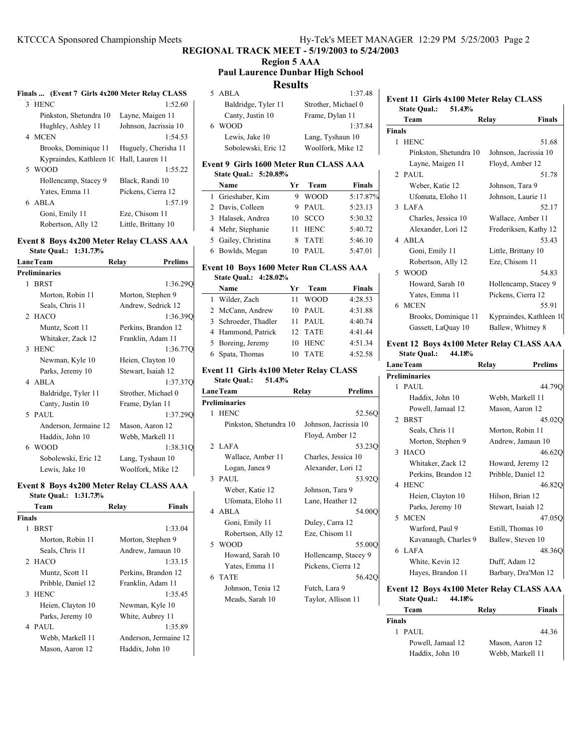# REGIONAL TRACK MEET - 5/19/2003 to 5/24/2003

## Region 5 AAA

## Paul Laurence Dunbar High School

## Results

### Finals ... (Event 7 Girls 4x200 Meter Relay CLASS

| | Team | Relay | Finals |
|---|---|---|---|
| 3 | HENC | | 1:52.60 |
| | Pinkston, Shetundra 10 | Layne, Maigen 11 | |
| | Hughley, Ashley 11 | Johnson, Jacrissia 10 | |
| 4 | MCEN | | 1:54.53 |
| | Brooks, Dominique 11 | Huguely, Cherisha 11 | |
| | Kypraindes, Kathleen 1( | Hall, Lauren 11 | |
| 5 | WOOD | | 1:55.22 |
| | Hollencamp, Stacey 9 | Black, Randi 10 | |
| | Yates, Emma 11 | Pickens, Cierra 12 | |
| 6 | ABLA | | 1:57.19 |
| | Goni, Emily 11 | Eze, Chisom 11 | |
| | Robertson, Ally 12 | Little, Brittany 10 | |

### Event 8 Boys 4x200 Meter Relay CLASS AAA

State Qual.: 1:31.73%

| Lane | Team | Relay | Prelims |
|---|---|---|---|
| **Preliminaries** | | | |
| 1 | BRST | | 1:36.29Q |
| | Morton, Robin 11 | Morton, Stephen 9 | |
| | Seals, Chris 11 | Andrew, Sedrick 12 | |
| 2 | HACO | | 1:36.39Q |
| | Muntz, Scott 11 | Perkins, Brandon 12 | |
| | Whitaker, Zack 12 | Franklin, Adam 11 | |
| 3 | HENC | | 1:36.77Q |
| | Newman, Kyle 10 | Heien, Clayton 10 | |
| | Parks, Jeremy 10 | Stewart, Isaiah 12 | |
| 4 | ABLA | | 1:37.37Q |
| | Baldridge, Tyler 11 | Strother, Michael 0 | |
| | Canty, Justin 10 | Frame, Dylan 11 | |
| 5 | PAUL | | 1:37.29Q |
| | Anderson, Jermaine 12 | Mason, Aaron 12 | |
| | Haddix, John 10 | Webb, Markell 11 | |
| 6 | WOOD | | 1:38.31Q |
| | Sobolewski, Eric 12 | Lang, Tyshaun 10 | |
| | Lewis, Jake 10 | Woolfork, Mike 12 | |

### Event 8 Boys 4x200 Meter Relay CLASS AAA

State Qual.: 1:31.73%

| | Team | Relay | Finals |
|---|---|---|---|
| **Finals** | | | |
| 1 | BRST | | 1:33.04 |
| | Morton, Robin 11 | Morton, Stephen 9 | |
| | Seals, Chris 11 | Andrew, Jamaun 10 | |
| 2 | HACO | | 1:33.15 |
| | Muntz, Scott 11 | Perkins, Brandon 12 | |
| | Pribble, Daniel 12 | Franklin, Adam 11 | |
| 3 | HENC | | 1:35.45 |
| | Heien, Clayton 10 | Newman, Kyle 10 | |
| | Parks, Jeremy 10 | White, Aubrey 11 | |
| 4 | PAUL | | 1:35.89 |
| | Webb, Markell 11 | Anderson, Jermaine 12 | |
| | Mason, Aaron 12 | Haddix, John 10 | |
| 5 | ABLA | | 1:37.48 |
| | Baldridge, Tyler 11 | Strother, Michael 0 | |
| | Canty, Justin 10 | Frame, Dylan 11 | |
| 6 | WOOD | | 1:37.84 |
| | Lewis, Jake 10 | Lang, Tyshaun 10 | |
| | Sobolewski, Eric 12 | Woolfork, Mike 12 | |

### Event 9 Girls 1600 Meter Run CLASS AAA

State Qual.: 5:20.85%

| | Name | Yr | Team | Finals |
|---|---|---|---|---|
| 1 | Grieshaber, Kim | 9 | WOOD | 5:17.87% |
| 2 | Davis, Colleen | 9 | PAUL | 5:23.13 |
| 3 | Halasek, Andrea | 10 | SCCO | 5:30.32 |
| 4 | Mehr, Stephanie | 11 | HENC | 5:40.72 |
| 5 | Gailey, Christina | 8 | TATE | 5:46.10 |
| 6 | Bowlds, Megan | 10 | PAUL | 5:47.01 |

### Event 10 Boys 1600 Meter Run CLASS AAA

State Qual.: 4:28.02%

| | Name | Yr | Team | Finals |
|---|---|---|---|---|
| 1 | Wilder, Zach | 11 | WOOD | 4:28.53 |
| 2 | McCann, Andrew | 10 | PAUL | 4:31.88 |
| 3 | Schroeder, Thadler | 11 | PAUL | 4:40.74 |
| 4 | Hammond, Patrick | 12 | TATE | 4:41.44 |
| 5 | Boreing, Jeremy | 10 | HENC | 4:51.34 |
| 6 | Spata, Thomas | 10 | TATE | 4:52.58 |

### Event 11 Girls 4x100 Meter Relay CLASS

State Qual.: 51.43%

| Lane | Team | Relay | Prelims |
|---|---|---|---|
| **Preliminaries** | | | |
| 1 | HENC | | 52.56Q |
| | Pinkston, Shetundra 10 | Johnson, Jacrissia 10 | |
| | | Floyd, Amber 12 | |
| 2 | LAFA | | 53.23Q |
| | Wallace, Amber 11 | Charles, Jessica 10 | |
| | Logan, Janea 9 | Alexander, Lori 12 | |
| 3 | PAUL | | 53.92Q |
| | Weber, Katie 12 | Johnson, Tara 9 | |
| | Ufomata, Eloho 11 | Lane, Heather 12 | |
| 4 | ABLA | | 54.00Q |
| | Goni, Emily 11 | Duley, Carra 12 | |
| | Robertson, Ally 12 | Eze, Chisom 11 | |
| 5 | WOOD | | 55.00Q |
| | Howard, Sarah 10 | Hollencamp, Stacey 9 | |
| | Yates, Emma 11 | Pickens, Cierra 12 | |
| 6 | TATE | | 56.42Q |
| | Johnson, Tenia 12 | Futch, Lara 9 | |
| | Meads, Sarah 10 | Taylor, Allison 11 | |

### Event 11 Girls 4x100 Meter Relay CLASS

State Qual.: 51.43%

| | Team | Relay | Finals |
|---|---|---|---|
| **Finals** | | | |
| 1 | HENC | | 51.68 |
| | Pinkston, Shetundra 10 | Johnson, Jacrissia 10 | |
| | Layne, Maigen 11 | Floyd, Amber 12 | |
| 2 | PAUL | | 51.78 |
| | Weber, Katie 12 | Johnson, Tara 9 | |
| | Ufomata, Eloho 11 | Johnson, Laurie 11 | |
| 3 | LAFA | | 52.17 |
| | Charles, Jessica 10 | Wallace, Amber 11 | |
| | Alexander, Lori 12 | Frederiksen, Kathy 12 | |
| 4 | ABLA | | 53.43 |
| | Goni, Emily 11 | Little, Brittany 10 | |
| | Robertson, Ally 12 | Eze, Chisom 11 | |
| 5 | WOOD | | 54.83 |
| | Howard, Sarah 10 | Hollencamp, Stacey 9 | |
| | Yates, Emma 11 | Pickens, Cierra 12 | |
| 6 | MCEN | | 55.91 |
| | Brooks, Dominique 11 | Kypraindes, Kathleen 1( | |
| | Gassett, LaQuay 10 | Ballew, Whitney 8 | |

### Event 12 Boys 4x100 Meter Relay CLASS AAA

State Qual.: 44.18%

| Lane | Team | Relay | Prelims |
|---|---|---|---|
| **Preliminaries** | | | |
| 1 | PAUL | | 44.79Q |
| | Haddix, John 10 | Webb, Markell 11 | |
| | Powell, Jamaal 12 | Mason, Aaron 12 | |
| 2 | BRST | | 45.02Q |
| | Seals, Chris 11 | Morton, Robin 11 | |
| | Morton, Stephen 9 | Andrew, Jamaun 10 | |
| 3 | HACO | | 46.62Q |
| | Whitaker, Zack 12 | Howard, Jeremy 12 | |
| | Perkins, Brandon 12 | Pribble, Daniel 12 | |
| 4 | HENC | | 46.82Q |
| | Heien, Clayton 10 | Hilson, Brian 12 | |
| | Parks, Jeremy 10 | Stewart, Isaiah 12 | |
| 5 | MCEN | | 47.05Q |
| | Warford, Paul 9 | Estill, Thomas 10 | |
| | Kavanaugh, Charles 9 | Ballew, Steven 10 | |
| 6 | LAFA | | 48.36Q |
| | White, Kevin 12 | Duff, Adam 12 | |
| | Hayes, Brandon 11 | Barbary, Dra'Mon 12 | |

### Event 12 Boys 4x100 Meter Relay CLASS AAA

State Qual.: 44.18%

| | Team | Relay | Finals |
|---|---|---|---|
| **Finals** | | | |
| 1 | PAUL | | 44.36 |
| | Powell, Jamaal 12 | Mason, Aaron 12 | |
| | Haddix, John 10 | Webb, Markell 11 | |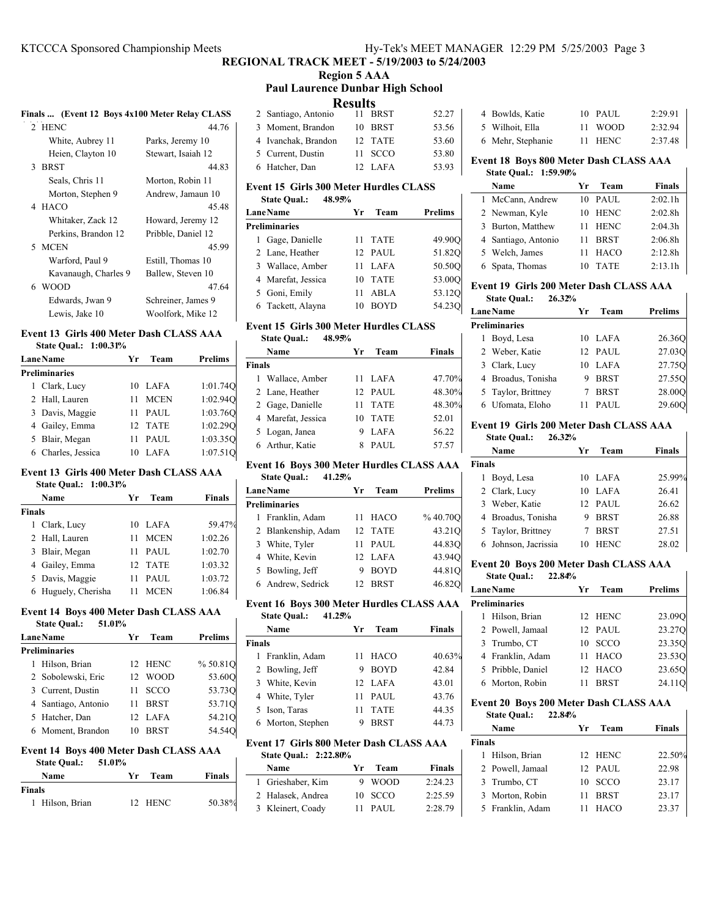## REGIONAL TRACK MEET - 5/19/2003 to 5/24/2003

### Region 5 AAA

### Paul Laurence Dunbar High School

### Results

**Finals ... (Event 12 Boys 4x100 Meter Relay CLASS**

| | Team | | Finals |
|---|---|---|---|
| 2 | HENC | | 44.76 |
| | White, Aubrey 11 | Parks, Jeremy 10 | |
| | Heien, Clayton 10 | Stewart, Isaiah 12 | |
| 3 | BRST | | 44.83 |
| | Seals, Chris 11 | Morton, Robin 11 | |
| | Morton, Stephen 9 | Andrew, Jamaun 10 | |
| 4 | HACO | | 45.48 |
| | Whitaker, Zack 12 | Howard, Jeremy 12 | |
| | Perkins, Brandon 12 | Pribble, Daniel 12 | |
| 5 | MCEN | | 45.99 |
| | Warford, Paul 9 | Estill, Thomas 10 | |
| | Kavanaugh, Charles 9 | Ballew, Steven 10 | |
| 6 | WOOD | | 47.64 |
| | Edwards, Jwan 9 | Schreiner, James 9 | |
| | Lewis, Jake 10 | Woolfork, Mike 12 | |

**Event 13 Girls 400 Meter Dash CLASS AAA**

State Qual.: 1:00.31%

| Lane | Name | Yr | Team | Prelims |
|---|---|---|---|---|
| **Preliminaries** | | | | |
| 1 | Clark, Lucy | 10 | LAFA | 1:01.74Q |
| 2 | Hall, Lauren | 11 | MCEN | 1:02.94Q |
| 3 | Davis, Maggie | 11 | PAUL | 1:03.76Q |
| 4 | Gailey, Emma | 12 | TATE | 1:02.29Q |
| 5 | Blair, Megan | 11 | PAUL | 1:03.35Q |
| 6 | Charles, Jessica | 10 | LAFA | 1:07.51Q |

**Event 13 Girls 400 Meter Dash CLASS AAA**

State Qual.: 1:00.31%

| | Name | Yr | Team | Finals |
|---|---|---|---|---|
| **Finals** | | | | |
| 1 | Clark, Lucy | 10 | LAFA | 59.47% |
| 2 | Hall, Lauren | 11 | MCEN | 1:02.26 |
| 3 | Blair, Megan | 11 | PAUL | 1:02.70 |
| 4 | Gailey, Emma | 12 | TATE | 1:03.32 |
| 5 | Davis, Maggie | 11 | PAUL | 1:03.72 |
| 6 | Huguely, Cherisha | 11 | MCEN | 1:06.84 |

**Event 14 Boys 400 Meter Dash CLASS AAA**

State Qual.: 51.01%

| Lane | Name | Yr | Team | Prelims |
|---|---|---|---|---|
| **Preliminaries** | | | | |
| 1 | Hilson, Brian | 12 | HENC | % 50.81Q |
| 2 | Sobolewski, Eric | 12 | WOOD | 53.60Q |
| 3 | Current, Dustin | 11 | SCCO | 53.73Q |
| 4 | Santiago, Antonio | 11 | BRST | 53.71Q |
| 5 | Hatcher, Dan | 12 | LAFA | 54.21Q |
| 6 | Moment, Brandon | 10 | BRST | 54.54Q |

**Event 14 Boys 400 Meter Dash CLASS AAA**

State Qual.: 51.01%

| | Name | Yr | Team | Finals |
|---|---|---|---|---|
| **Finals** | | | | |
| 1 | Hilson, Brian | 12 | HENC | 50.38% |
| 2 | Santiago, Antonio | 11 | BRST | 52.27 |
| 3 | Moment, Brandon | 10 | BRST | 53.56 |
| 4 | Ivanchak, Brandon | 12 | TATE | 53.60 |
| 5 | Current, Dustin | 11 | SCCO | 53.80 |
| 6 | Hatcher, Dan | 12 | LAFA | 53.93 |

**Event 15 Girls 300 Meter Hurdles CLASS**

State Qual.: 48.95%

| Lane | Name | Yr | Team | Prelims |
|---|---|---|---|---|
| **Preliminaries** | | | | |
| 1 | Gage, Danielle | 11 | TATE | 49.90Q |
| 2 | Lane, Heather | 12 | PAUL | 51.82Q |
| 3 | Wallace, Amber | 11 | LAFA | 50.50Q |
| 4 | Marefat, Jessica | 10 | TATE | 53.00Q |
| 5 | Goni, Emily | 11 | ABLA | 53.12Q |
| 6 | Tackett, Alayna | 10 | BOYD | 54.23Q |

**Event 15 Girls 300 Meter Hurdles CLASS**

State Qual.: 48.95%

| | Name | Yr | Team | Finals |
|---|---|---|---|---|
| **Finals** | | | | |
| 1 | Wallace, Amber | 11 | LAFA | 47.70% |
| 2 | Lane, Heather | 12 | PAUL | 48.30% |
| 2 | Gage, Danielle | 11 | TATE | 48.30% |
| 4 | Marefat, Jessica | 10 | TATE | 52.01 |
| 5 | Logan, Janea | 9 | LAFA | 56.22 |
| 6 | Arthur, Katie | 8 | PAUL | 57.57 |

**Event 16 Boys 300 Meter Hurdles CLASS AAA**

State Qual.: 41.25%

| Lane | Name | Yr | Team | Prelims |
|---|---|---|---|---|
| **Preliminaries** | | | | |
| 1 | Franklin, Adam | 11 | HACO | % 40.70Q |
| 2 | Blankenship, Adam | 12 | TATE | 43.21Q |
| 3 | White, Tyler | 11 | PAUL | 44.83Q |
| 4 | White, Kevin | 12 | LAFA | 43.94Q |
| 5 | Bowling, Jeff | 9 | BOYD | 44.81Q |
| 6 | Andrew, Sedrick | 12 | BRST | 46.82Q |

**Event 16 Boys 300 Meter Hurdles CLASS AAA**

State Qual.: 41.25%

| | Name | Yr | Team | Finals |
|---|---|---|---|---|
| **Finals** | | | | |
| 1 | Franklin, Adam | 11 | HACO | 40.63% |
| 2 | Bowling, Jeff | 9 | BOYD | 42.84 |
| 3 | White, Kevin | 12 | LAFA | 43.01 |
| 4 | White, Tyler | 11 | PAUL | 43.76 |
| 5 | Ison, Taras | 11 | TATE | 44.35 |
| 6 | Morton, Stephen | 9 | BRST | 44.73 |

**Event 17 Girls 800 Meter Dash CLASS AAA**

State Qual.: 2:22.80%

| | Name | Yr | Team | Finals |
|---|---|---|---|---|
| 1 | Grieshaber, Kim | 9 | WOOD | 2:24.23 |
| 2 | Halasek, Andrea | 10 | SCCO | 2:25.59 |
| 3 | Kleinert, Coady | 11 | PAUL | 2:28.79 |
| 4 | Bowlds, Katie | 10 | PAUL | 2:29.91 |
| 5 | Wilhoit, Ella | 11 | WOOD | 2:32.94 |
| 6 | Mehr, Stephanie | 11 | HENC | 2:37.48 |

**Event 18 Boys 800 Meter Dash CLASS AAA**

State Qual.: 1:59.90%

| | Name | Yr | Team | Finals |
|---|---|---|---|---|
| 1 | McCann, Andrew | 10 | PAUL | 2:02.1h |
| 2 | Newman, Kyle | 10 | HENC | 2:02.8h |
| 3 | Burton, Matthew | 11 | HENC | 2:04.3h |
| 4 | Santiago, Antonio | 11 | BRST | 2:06.8h |
| 5 | Welch, James | 11 | HACO | 2:12.8h |
| 6 | Spata, Thomas | 10 | TATE | 2:13.1h |

**Event 19 Girls 200 Meter Dash CLASS AAA**

State Qual.: 26.32%

| Lane | Name | Yr | Team | Prelims |
|---|---|---|---|---|
| **Preliminaries** | | | | |
| 1 | Boyd, Lesa | 10 | LAFA | 26.36Q |
| 2 | Weber, Katie | 12 | PAUL | 27.03Q |
| 3 | Clark, Lucy | 10 | LAFA | 27.75Q |
| 4 | Broadus, Tonisha | 9 | BRST | 27.55Q |
| 5 | Taylor, Brittney | 7 | BRST | 28.00Q |
| 6 | Ufomata, Eloho | 11 | PAUL | 29.60Q |

**Event 19 Girls 200 Meter Dash CLASS AAA**

State Qual.: 26.32%

| | Name | Yr | Team | Finals |
|---|---|---|---|---|
| **Finals** | | | | |
| 1 | Boyd, Lesa | 10 | LAFA | 25.99% |
| 2 | Clark, Lucy | 10 | LAFA | 26.41 |
| 3 | Weber, Katie | 12 | PAUL | 26.62 |
| 4 | Broadus, Tonisha | 9 | BRST | 26.88 |
| 5 | Taylor, Brittney | 7 | BRST | 27.51 |
| 6 | Johnson, Jacrissia | 10 | HENC | 28.02 |

**Event 20 Boys 200 Meter Dash CLASS AAA**

State Qual.: 22.84%

| Lane | Name | Yr | Team | Prelims |
|---|---|---|---|---|
| **Preliminaries** | | | | |
| 1 | Hilson, Brian | 12 | HENC | 23.09Q |
| 2 | Powell, Jamaal | 12 | PAUL | 23.27Q |
| 3 | Trumbo, CT | 10 | SCCO | 23.35Q |
| 4 | Franklin, Adam | 11 | HACO | 23.53Q |
| 5 | Pribble, Daniel | 12 | HACO | 23.65Q |
| 6 | Morton, Robin | 11 | BRST | 24.11Q |

**Event 20 Boys 200 Meter Dash CLASS AAA**

State Qual.: 22.84%

| | Name | Yr | Team | Finals |
|---|---|---|---|---|
| **Finals** | | | | |
| 1 | Hilson, Brian | 12 | HENC | 22.50% |
| 2 | Powell, Jamaal | 12 | PAUL | 22.98 |
| 3 | Trumbo, CT | 10 | SCCO | 23.17 |
| 3 | Morton, Robin | 11 | BRST | 23.17 |
| 5 | Franklin, Adam | 11 | HACO | 23.37 |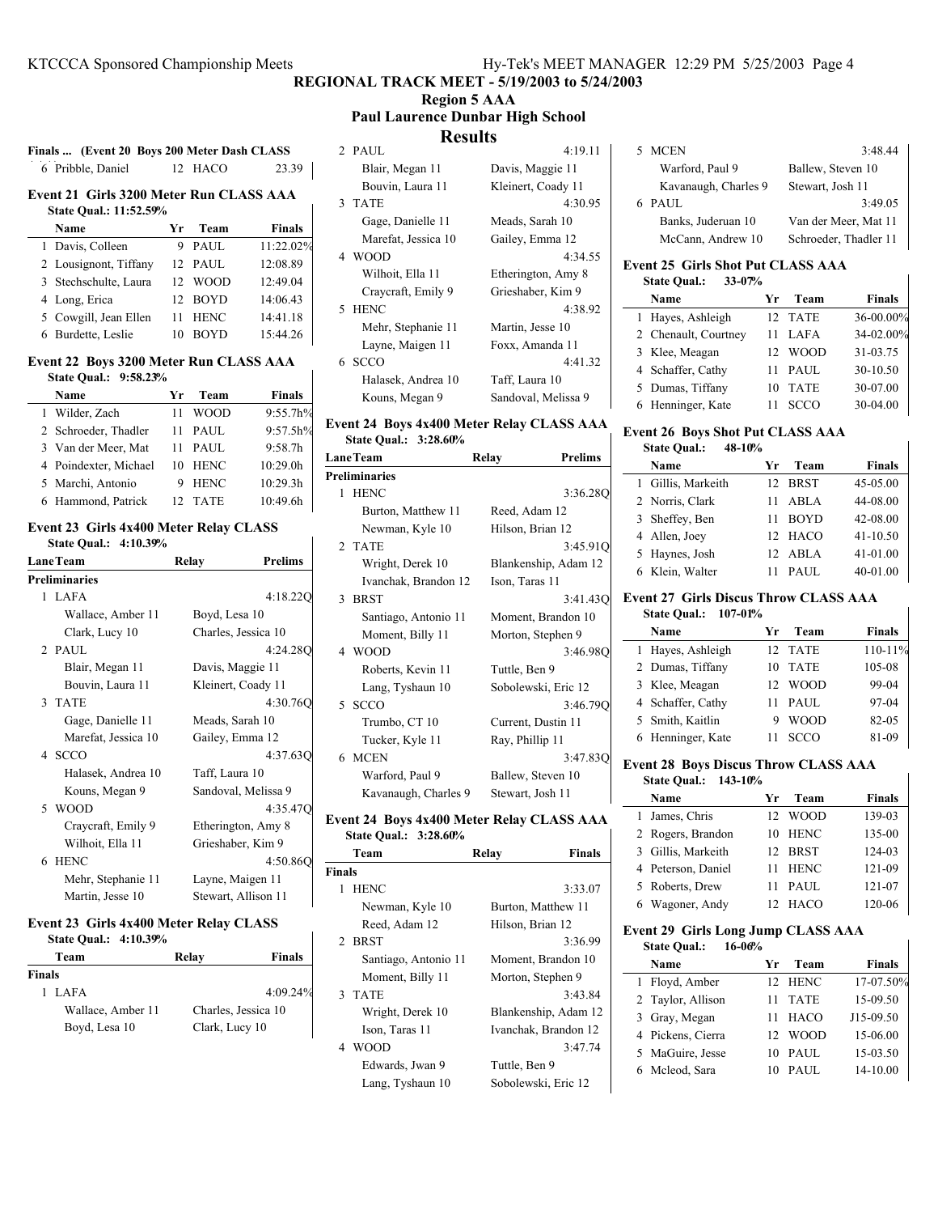## REGIONAL TRACK MEET - 5/19/2003 to 5/24/2003

### Region 5 AAA

### Paul Laurence Dunbar High School

### Results

**Finals ... (Event 20 Boys 200 Meter Dash CLASS**

| | Name | Yr | Team | Finals |
|---|---|---|---|---|
| 6 | Pribble, Daniel | 12 | HACO | 23.39 |

**Event 21 Girls 3200 Meter Run CLASS AAA**

State Qual.: 11:52.59%

| | Name | Yr | Team | Finals |
|---|---|---|---|---|
| 1 | Davis, Colleen | 9 | PAUL | 11:22.02% |
| 2 | Lousignont, Tiffany | 12 | PAUL | 12:08.89 |
| 3 | Stechschulte, Laura | 12 | WOOD | 12:49.04 |
| 4 | Long, Erica | 12 | BOYD | 14:06.43 |
| 5 | Cowgill, Jean Ellen | 11 | HENC | 14:41.18 |
| 6 | Burdette, Leslie | 10 | BOYD | 15:44.26 |

**Event 22 Boys 3200 Meter Run CLASS AAA**

State Qual.: 9:58.23%

| | Name | Yr | Team | Finals |
|---|---|---|---|---|
| 1 | Wilder, Zach | 11 | WOOD | 9:55.7h% |
| 2 | Schroeder, Thadler | 11 | PAUL | 9:57.5h% |
| 3 | Van der Meer, Mat | 11 | PAUL | 9:58.7h |
| 4 | Poindexter, Michael | 10 | HENC | 10:29.0h |
| 5 | Marchi, Antonio | 9 | HENC | 10:29.3h |
| 6 | Hammond, Patrick | 12 | TATE | 10:49.6h |

**Event 23 Girls 4x400 Meter Relay CLASS**

State Qual.: 4:10.39%

| Lane | Team | Relay | Prelims |
|---|---|---|---|
| **Preliminaries** | | | |
| 1 | LAFA | | 4:18.22Q |
| | Wallace, Amber 11 | Boyd, Lesa 10 | |
| | Clark, Lucy 10 | Charles, Jessica 10 | |
| 2 | PAUL | | 4:24.28Q |
| | Blair, Megan 11 | Davis, Maggie 11 | |
| | Bouvin, Laura 11 | Kleinert, Coady 11 | |
| 3 | TATE | | 4:30.76Q |
| | Gage, Danielle 11 | Meads, Sarah 10 | |
| | Marefat, Jessica 10 | Gailey, Emma 12 | |
| 4 | SCCO | | 4:37.63Q |
| | Halasek, Andrea 10 | Taff, Laura 10 | |
| | Kouns, Megan 9 | Sandoval, Melissa 9 | |
| 5 | WOOD | | 4:35.47Q |
| | Craycraft, Emily 9 | Etherington, Amy 8 | |
| | Wilhoit, Ella 11 | Grieshaber, Kim 9 | |
| 6 | HENC | | 4:50.86Q |
| | Mehr, Stephanie 11 | Layne, Maigen 11 | |
| | Martin, Jesse 10 | Stewart, Allison 11 | |

**Event 23 Girls 4x400 Meter Relay CLASS**

State Qual.: 4:10.39%

| | Team | Relay | Finals |
|---|---|---|---|
| **Finals** | | | |
| 1 | LAFA | | 4:09.24% |
| | Wallace, Amber 11 | Charles, Jessica 10 | |
| | Boyd, Lesa 10 | Clark, Lucy 10 | |
| 2 | PAUL | | 4:19.11 |
| | Blair, Megan 11 | Davis, Maggie 11 | |
| | Bouvin, Laura 11 | Kleinert, Coady 11 | |
| 3 | TATE | | 4:30.95 |
| | Gage, Danielle 11 | Meads, Sarah 10 | |
| | Marefat, Jessica 10 | Gailey, Emma 12 | |
| 4 | WOOD | | 4:34.55 |
| | Wilhoit, Ella 11 | Etherington, Amy 8 | |
| | Craycraft, Emily 9 | Grieshaber, Kim 9 | |
| 5 | HENC | | 4:38.92 |
| | Mehr, Stephanie 11 | Martin, Jesse 10 | |
| | Layne, Maigen 11 | Foxx, Amanda 11 | |
| 6 | SCCO | | 4:41.32 |
| | Halasek, Andrea 10 | Taff, Laura 10 | |
| | Kouns, Megan 9 | Sandoval, Melissa 9 | |

**Event 24 Boys 4x400 Meter Relay CLASS AAA**

State Qual.: 3:28.60%

| Lane | Team | Relay | Prelims |
|---|---|---|---|
| **Preliminaries** | | | |
| 1 | HENC | | 3:36.28Q |
| | Burton, Matthew 11 | Reed, Adam 12 | |
| | Newman, Kyle 10 | Hilson, Brian 12 | |
| 2 | TATE | | 3:45.91Q |
| | Wright, Derek 10 | Blankenship, Adam 12 | |
| | Ivanchak, Brandon 12 | Ison, Taras 11 | |
| 3 | BRST | | 3:41.43Q |
| | Santiago, Antonio 11 | Moment, Brandon 10 | |
| | Moment, Billy 11 | Morton, Stephen 9 | |
| 4 | WOOD | | 3:46.98Q |
| | Roberts, Kevin 11 | Tuttle, Ben 9 | |
| | Lang, Tyshaun 10 | Sobolewski, Eric 12 | |
| 5 | SCCO | | 3:46.79Q |
| | Trumbo, CT 10 | Current, Dustin 11 | |
| | Tucker, Kyle 11 | Ray, Phillip 11 | |
| 6 | MCEN | | 3:47.83Q |
| | Warford, Paul 9 | Ballew, Steven 10 | |
| | Kavanaugh, Charles 9 | Stewart, Josh 11 | |

**Event 24 Boys 4x400 Meter Relay CLASS AAA**

State Qual.: 3:28.60%

| | Team | Relay | Finals |
|---|---|---|---|
| **Finals** | | | |
| 1 | HENC | | 3:33.07 |
| | Newman, Kyle 10 | Burton, Matthew 11 | |
| | Reed, Adam 12 | Hilson, Brian 12 | |
| 2 | BRST | | 3:36.99 |
| | Santiago, Antonio 11 | Moment, Brandon 10 | |
| | Moment, Billy 11 | Morton, Stephen 9 | |
| 3 | TATE | | 3:43.84 |
| | Wright, Derek 10 | Blankenship, Adam 12 | |
| | Ison, Taras 11 | Ivanchak, Brandon 12 | |
| 4 | WOOD | | 3:47.74 |
| | Edwards, Jwan 9 | Tuttle, Ben 9 | |
| | Lang, Tyshaun 10 | Sobolewski, Eric 12 | |
| 5 | MCEN | | 3:48.44 |
| | Warford, Paul 9 | Ballew, Steven 10 | |
| | Kavanaugh, Charles 9 | Stewart, Josh 11 | |
| 6 | PAUL | | 3:49.05 |
| | Banks, Juderuan 10 | Van der Meer, Mat 11 | |
| | McCann, Andrew 10 | Schroeder, Thadler 11 | |

**Event 25 Girls Shot Put CLASS AAA**

State Qual.: 33-07%

| | Name | Yr | Team | Finals |
|---|---|---|---|---|
| 1 | Hayes, Ashleigh | 12 | TATE | 36-00.00% |
| 2 | Chenault, Courtney | 11 | LAFA | 34-02.00% |
| 3 | Klee, Meagan | 12 | WOOD | 31-03.75 |
| 4 | Schaffer, Cathy | 11 | PAUL | 30-10.50 |
| 5 | Dumas, Tiffany | 10 | TATE | 30-07.00 |
| 6 | Henninger, Kate | 11 | SCCO | 30-04.00 |

**Event 26 Boys Shot Put CLASS AAA**

State Qual.: 48-10%

| | Name | Yr | Team | Finals |
|---|---|---|---|---|
| 1 | Gillis, Markeith | 12 | BRST | 45-05.00 |
| 2 | Norris, Clark | 11 | ABLA | 44-08.00 |
| 3 | Sheffey, Ben | 11 | BOYD | 42-08.00 |
| 4 | Allen, Joey | 12 | HACO | 41-10.50 |
| 5 | Haynes, Josh | 12 | ABLA | 41-01.00 |
| 6 | Klein, Walter | 11 | PAUL | 40-01.00 |

**Event 27 Girls Discus Throw CLASS AAA**

State Qual.: 107-01%

| | Name | Yr | Team | Finals |
|---|---|---|---|---|
| 1 | Hayes, Ashleigh | 12 | TATE | 110-11% |
| 2 | Dumas, Tiffany | 10 | TATE | 105-08 |
| 3 | Klee, Meagan | 12 | WOOD | 99-04 |
| 4 | Schaffer, Cathy | 11 | PAUL | 97-04 |
| 5 | Smith, Kaitlin | 9 | WOOD | 82-05 |
| 6 | Henninger, Kate | 11 | SCCO | 81-09 |

**Event 28 Boys Discus Throw CLASS AAA**

State Qual.: 143-10%

| | Name | Yr | Team | Finals |
|---|---|---|---|---|
| 1 | James, Chris | 12 | WOOD | 139-03 |
| 2 | Rogers, Brandon | 10 | HENC | 135-00 |
| 3 | Gillis, Markeith | 12 | BRST | 124-03 |
| 4 | Peterson, Daniel | 11 | HENC | 121-09 |
| 5 | Roberts, Drew | 11 | PAUL | 121-07 |
| 6 | Wagoner, Andy | 12 | HACO | 120-06 |

**Event 29 Girls Long Jump CLASS AAA**

State Qual.: 16-06%

| | Name | Yr | Team | Finals |
|---|---|---|---|---|
| 1 | Floyd, Amber | 12 | HENC | 17-07.50% |
| 2 | Taylor, Allison | 11 | TATE | 15-09.50 |
| 3 | Gray, Megan | 11 | HACO | J15-09.50 |
| 4 | Pickens, Cierra | 12 | WOOD | 15-06.00 |
| 5 | MaGuire, Jesse | 10 | PAUL | 15-03.50 |
| 6 | Mcleod, Sara | 10 | PAUL | 14-10.00 |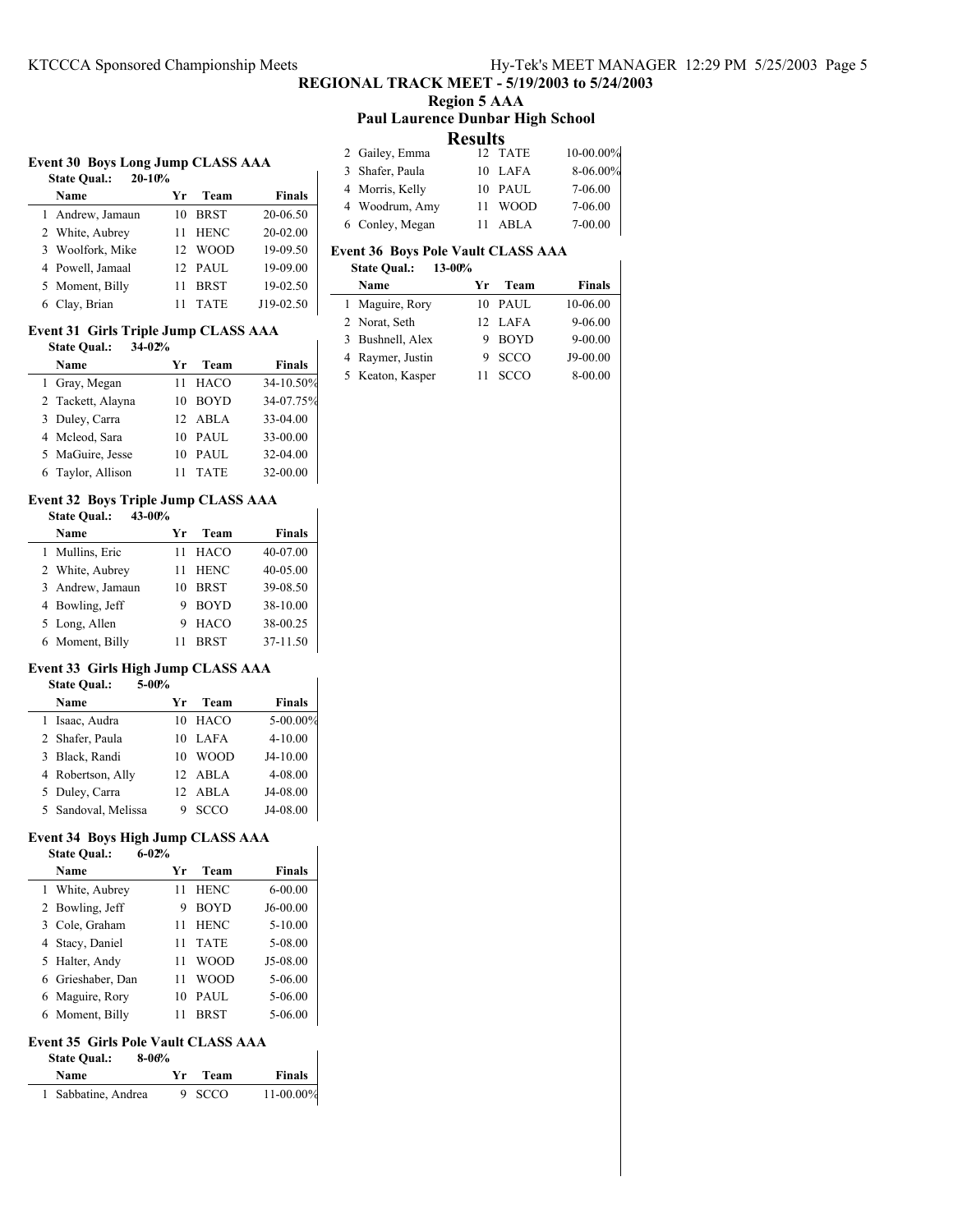## REGIONAL TRACK MEET - 5/19/2003 to 5/24/2003

### Region 5 AAA

### Paul Laurence Dunbar High School

### Results

#### Event 30 Boys Long Jump CLASS AAA

State Qual.: 20-10%

| | Name | Yr | Team | Finals |
|---|---|---|---|---|
| 1 | Andrew, Jamaun | 10 | BRST | 20-06.50 |
| 2 | White, Aubrey | 11 | HENC | 20-02.00 |
| 3 | Woolfork, Mike | 12 | WOOD | 19-09.50 |
| 4 | Powell, Jamaal | 12 | PAUL | 19-09.00 |
| 5 | Moment, Billy | 11 | BRST | 19-02.50 |
| 6 | Clay, Brian | 11 | TATE | J19-02.50 |

#### Event 31 Girls Triple Jump CLASS AAA

State Qual.: 34-02%

| | Name | Yr | Team | Finals |
|---|---|---|---|---|
| 1 | Gray, Megan | 11 | HACO | 34-10.50% |
| 2 | Tackett, Alayna | 10 | BOYD | 34-07.75% |
| 3 | Duley, Carra | 12 | ABLA | 33-04.00 |
| 4 | Mcleod, Sara | 10 | PAUL | 33-00.00 |
| 5 | MaGuire, Jesse | 10 | PAUL | 32-04.00 |
| 6 | Taylor, Allison | 11 | TATE | 32-00.00 |

#### Event 32 Boys Triple Jump CLASS AAA

State Qual.: 43-00%

| | Name | Yr | Team | Finals |
|---|---|---|---|---|
| 1 | Mullins, Eric | 11 | HACO | 40-07.00 |
| 2 | White, Aubrey | 11 | HENC | 40-05.00 |
| 3 | Andrew, Jamaun | 10 | BRST | 39-08.50 |
| 4 | Bowling, Jeff | 9 | BOYD | 38-10.00 |
| 5 | Long, Allen | 9 | HACO | 38-00.25 |
| 6 | Moment, Billy | 11 | BRST | 37-11.50 |

#### Event 33 Girls High Jump CLASS AAA

State Qual.: 5-00%

| | Name | Yr | Team | Finals |
|---|---|---|---|---|
| 1 | Isaac, Audra | 10 | HACO | 5-00.00% |
| 2 | Shafer, Paula | 10 | LAFA | 4-10.00 |
| 3 | Black, Randi | 10 | WOOD | J4-10.00 |
| 4 | Robertson, Ally | 12 | ABLA | 4-08.00 |
| 5 | Duley, Carra | 12 | ABLA | J4-08.00 |
| 5 | Sandoval, Melissa | 9 | SCCO | J4-08.00 |

#### Event 34 Boys High Jump CLASS AAA

State Qual.: 6-02%

| | Name | Yr | Team | Finals |
|---|---|---|---|---|
| 1 | White, Aubrey | 11 | HENC | 6-00.00 |
| 2 | Bowling, Jeff | 9 | BOYD | J6-00.00 |
| 3 | Cole, Graham | 11 | HENC | 5-10.00 |
| 4 | Stacy, Daniel | 11 | TATE | 5-08.00 |
| 5 | Halter, Andy | 11 | WOOD | J5-08.00 |
| 6 | Grieshaber, Dan | 11 | WOOD | 5-06.00 |
| 6 | Maguire, Rory | 10 | PAUL | 5-06.00 |
| 6 | Moment, Billy | 11 | BRST | 5-06.00 |

#### Event 35 Girls Pole Vault CLASS AAA

State Qual.: 8-06%

| | Name | Yr | Team | Finals |
|---|---|---|---|---|
| 1 | Sabbatine, Andrea | 9 | SCCO | 11-00.00% |
| 2 | Gailey, Emma | 12 | TATE | 10-00.00% |
| 3 | Shafer, Paula | 10 | LAFA | 8-06.00% |
| 4 | Morris, Kelly | 10 | PAUL | 7-06.00 |
| 4 | Woodrum, Amy | 11 | WOOD | 7-06.00 |
| 6 | Conley, Megan | 11 | ABLA | 7-00.00 |

#### Event 36 Boys Pole Vault CLASS AAA

State Qual.: 13-00%

| | Name | Yr | Team | Finals |
|---|---|---|---|---|
| 1 | Maguire, Rory | 10 | PAUL | 10-06.00 |
| 2 | Norat, Seth | 12 | LAFA | 9-06.00 |
| 3 | Bushnell, Alex | 9 | BOYD | 9-00.00 |
| 4 | Raymer, Justin | 9 | SCCO | J9-00.00 |
| 5 | Keaton, Kasper | 11 | SCCO | 8-00.00 |